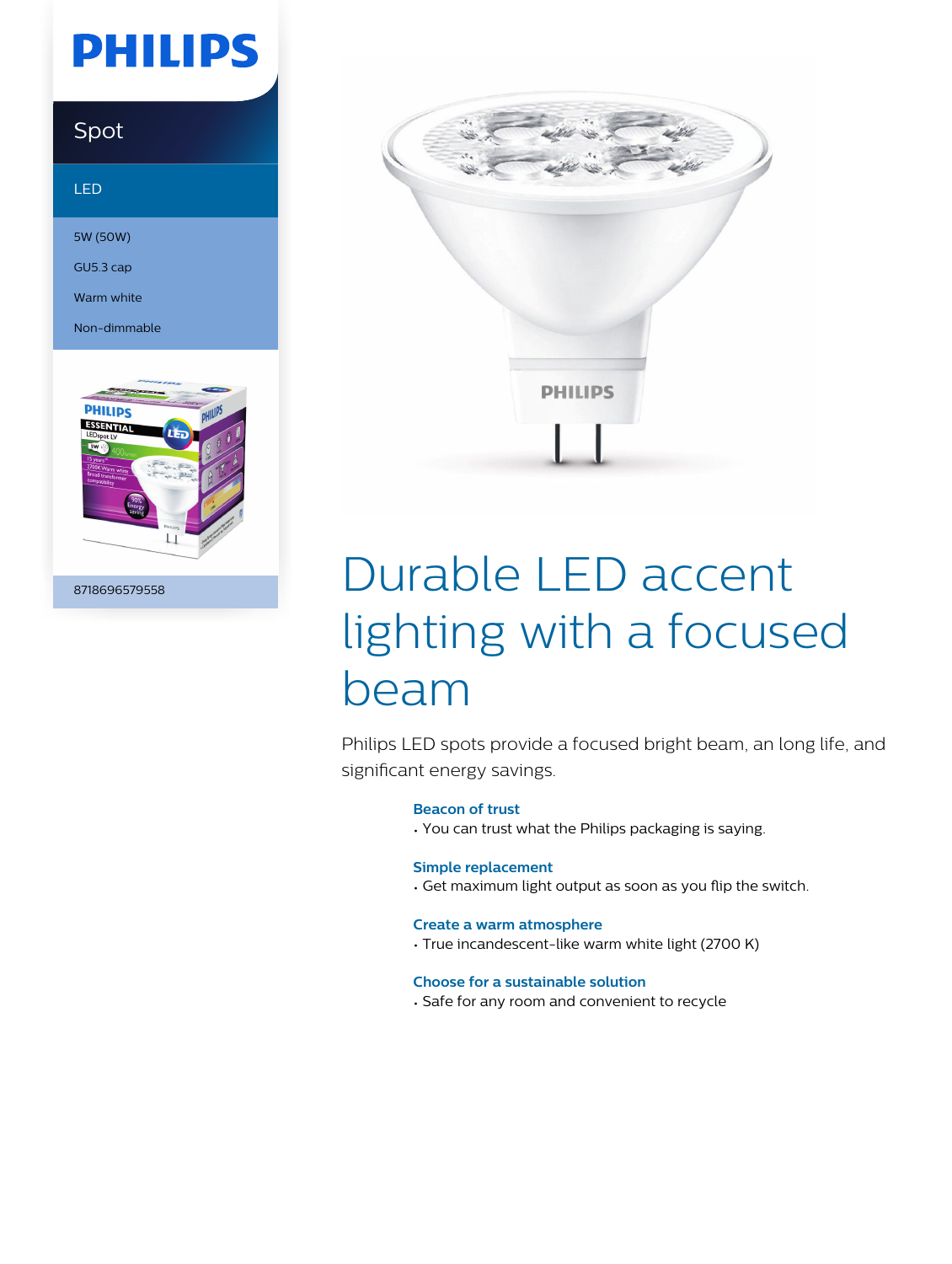PHILIPS

Spot

LED

5W (50W)

GU5.3 cap

Warm white

Non-dimmable

8718696579558

# Durable LED accent lighting with a focused beam

Philips LED spots provide a focused bright beam, an long life, and significant energy savings.

### Beacon of trust

- You can trust what the Philips packaging is saying.

### Simple replacement

- Get maximum light output as soon as you flip the switch.

### Create a warm atmosphere

- True incandescent-like warm white light (2700 K)

### Choose for a sustainable solution

- Safe for any room and convenient to recycle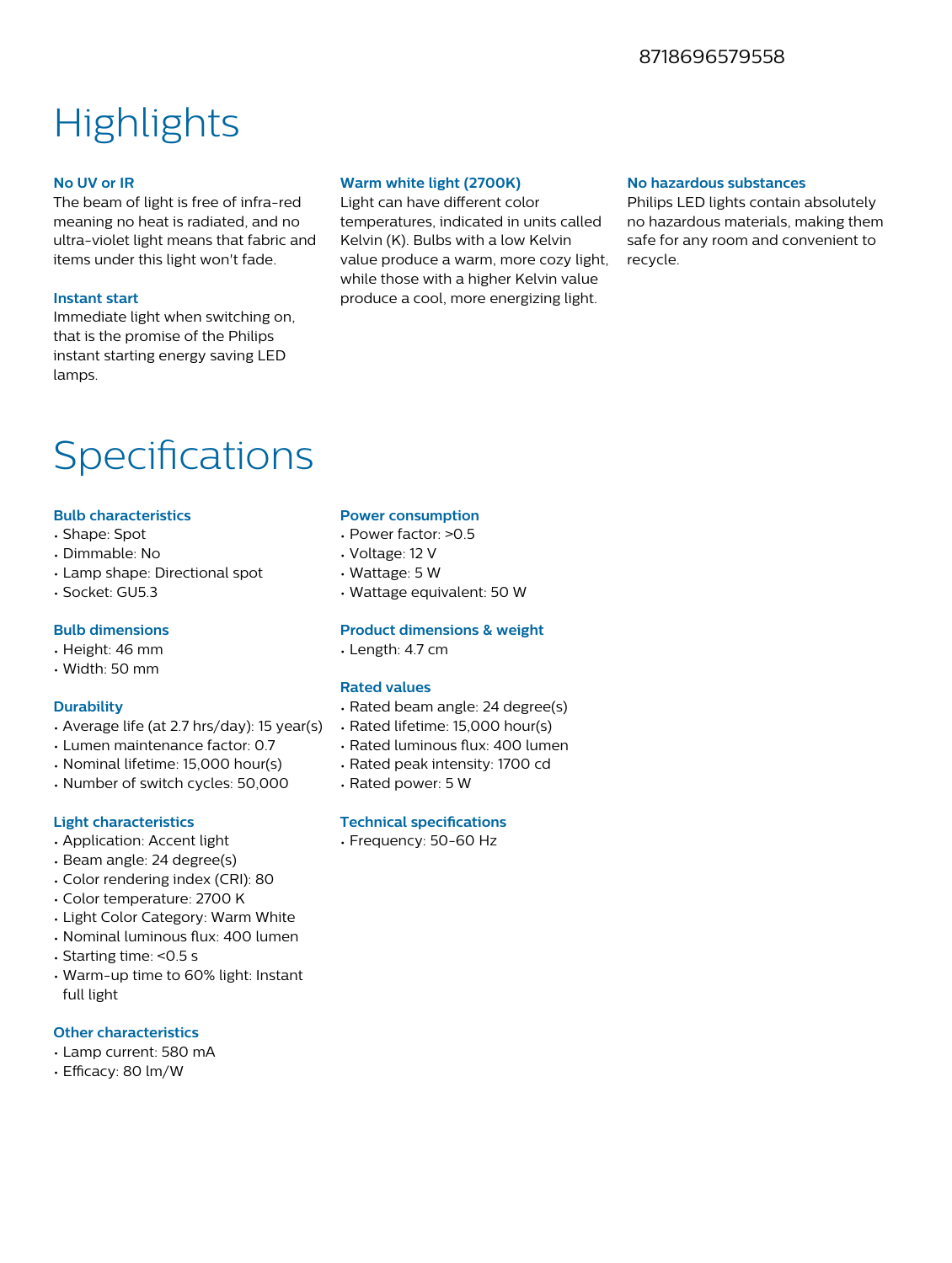8718696579558

# Highlights

### No UV or IR

The beam of light is free of infra-red meaning no heat is radiated, and no ultra-violet light means that fabric and items under this light won't fade.

### Instant start

Immediate light when switching on, that is the promise of the Philips instant starting energy saving LED lamps.

### Warm white light (2700K)

Light can have different color temperatures, indicated in units called Kelvin (K). Bulbs with a low Kelvin value produce a warm, more cozy light, while those with a higher Kelvin value produce a cool, more energizing light.

### No hazardous substances

Philips LED lights contain absolutely no hazardous materials, making them safe for any room and convenient to recycle.

# Specifications

### Bulb characteristics

- Shape: Spot
- Dimmable: No
- Lamp shape: Directional spot
- Socket: GU5.3

### Bulb dimensions

- Height: 46 mm
- Width: 50 mm

### Durability

- Average life (at 2.7 hrs/day): 15 year(s)
- Lumen maintenance factor: 0.7
- Nominal lifetime: 15,000 hour(s)
- Number of switch cycles: 50,000

### Light characteristics

- Application: Accent light
- Beam angle: 24 degree(s)
- Color rendering index (CRI): 80
- Color temperature: 2700 K
- Light Color Category: Warm White
- Nominal luminous flux: 400 lumen
- Starting time: <0.5 s
- Warm-up time to 60% light: Instant full light

### Other characteristics

- Lamp current: 580 mA
- Efficacy: 80 lm/W

### Power consumption

- Power factor: >0.5
- Voltage: 12 V
- Wattage: 5 W
- Wattage equivalent: 50 W

### Product dimensions & weight

- Length: 4.7 cm

### Rated values

- Rated beam angle: 24 degree(s)
- Rated lifetime: 15,000 hour(s)
- Rated luminous flux: 400 lumen
- Rated peak intensity: 1700 cd
- Rated power: 5 W

### Technical specifications

- Frequency: 50-60 Hz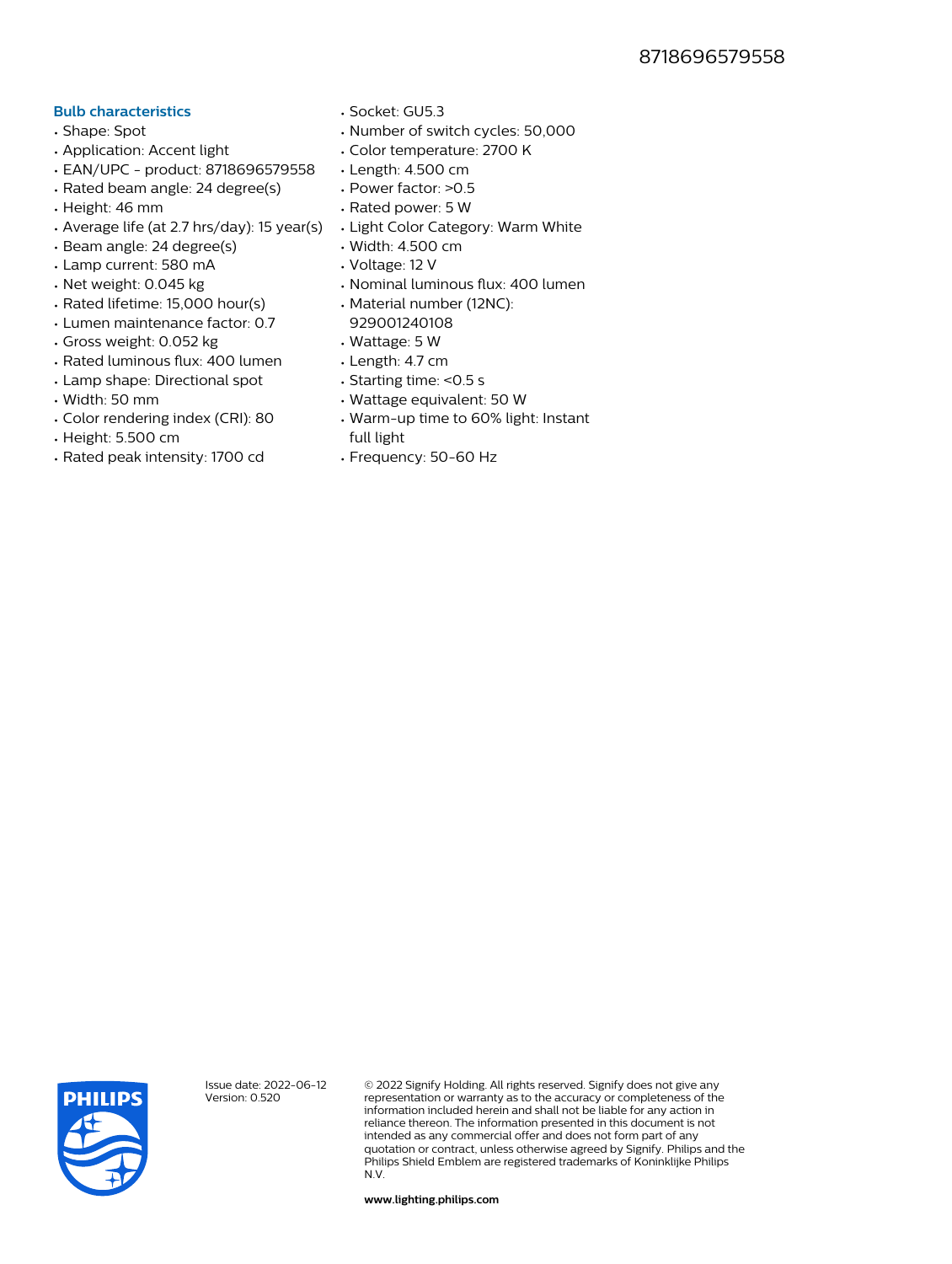8718696579558

## Bulb characteristics

- Shape: Spot
- Application: Accent light
- EAN/UPC - product: 8718696579558
- Rated beam angle: 24 degree(s)
- Height: 46 mm
- Average life (at 2.7 hrs/day): 15 year(s)
- Beam angle: 24 degree(s)
- Lamp current: 580 mA
- Net weight: 0.045 kg
- Rated lifetime: 15,000 hour(s)
- Lumen maintenance factor: 0.7
- Gross weight: 0.052 kg
- Rated luminous flux: 400 lumen
- Lamp shape: Directional spot
- Width: 50 mm
- Color rendering index (CRI): 80
- Height: 5.500 cm
- Rated peak intensity: 1700 cd
- Socket: GU5.3
- Number of switch cycles: 50,000
- Color temperature: 2700 K
- Length: 4.500 cm
- Power factor: >0.5
- Rated power: 5 W
- Light Color Category: Warm White
- Width: 4.500 cm
- Voltage: 12 V
- Nominal luminous flux: 400 lumen
- Material number (12NC): 929001240108
- Wattage: 5 W
- Length: 4.7 cm
- Starting time: <0.5 s
- Wattage equivalent: 50 W
- Warm-up time to 60% light: Instant full light
- Frequency: 50-60 Hz

Issue date: 2022-06-12
Version: 0.520

© 2022 Signify Holding. All rights reserved. Signify does not give any representation or warranty as to the accuracy or completeness of the information included herein and shall not be liable for any action in reliance thereon. The information presented in this document is not intended as any commercial offer and does not form part of any quotation or contract, unless otherwise agreed by Signify. Philips and the Philips Shield Emblem are registered trademarks of Koninklijke Philips N.V.

**www.lighting.philips.com**